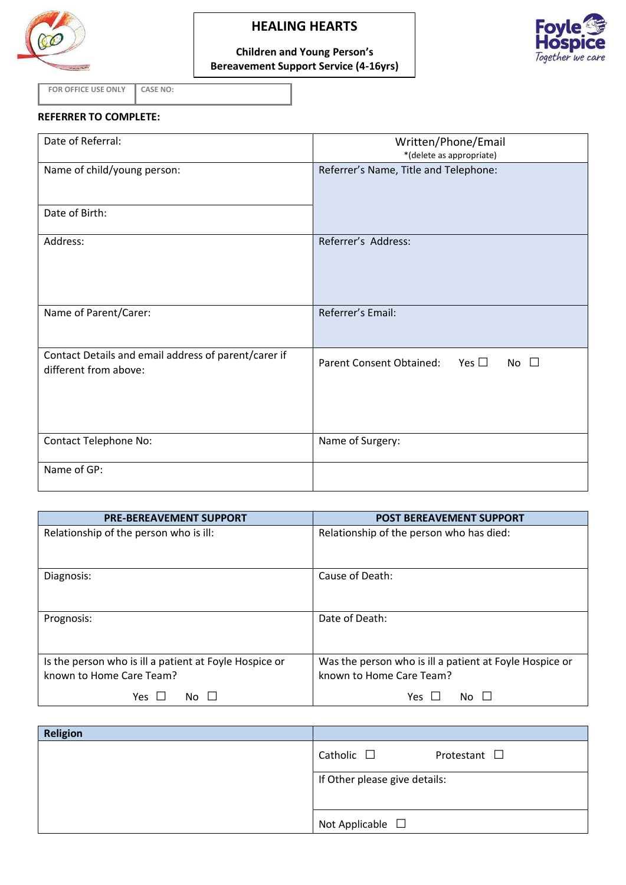# HEALING HEARTS

**Children and Young Person's Bereavement Support Service (4-16yrs)**

| FOR OFFICE USE ONLY | CASE NO: |
|---|---|

**REFERRER TO COMPLETE:**

| | |
|---|---|
| Date of Referral: | Written/Phone/Email *(delete as appropriate) |
| Name of child/young person: | Referrer's Name, Title and Telephone: |
| Date of Birth: | |
| Address: | Referrer's Address: |
| Name of Parent/Carer: | Referrer's Email: |
| Contact Details and email address of parent/carer if different from above: | Parent Consent Obtained: Yes ☐ No ☐ |
| Contact Telephone No: | Name of Surgery: |
| Name of GP: | |

| PRE-BEREAVEMENT SUPPORT | POST BEREAVEMENT SUPPORT |
|---|---|
| Relationship of the person who is ill: | Relationship of the person who has died: |
| Diagnosis: | Cause of Death: |
| Prognosis: | Date of Death: |
| Is the person who is ill a patient at Foyle Hospice or known to Home Care Team? Yes ☐ No ☐ | Was the person who is ill a patient at Foyle Hospice or known to Home Care Team? Yes ☐ No ☐ |

| **Religion** | |
|---|---|
| | Catholic ☐ Protestant ☐ |
| | If Other please give details: |
| | Not Applicable ☐ |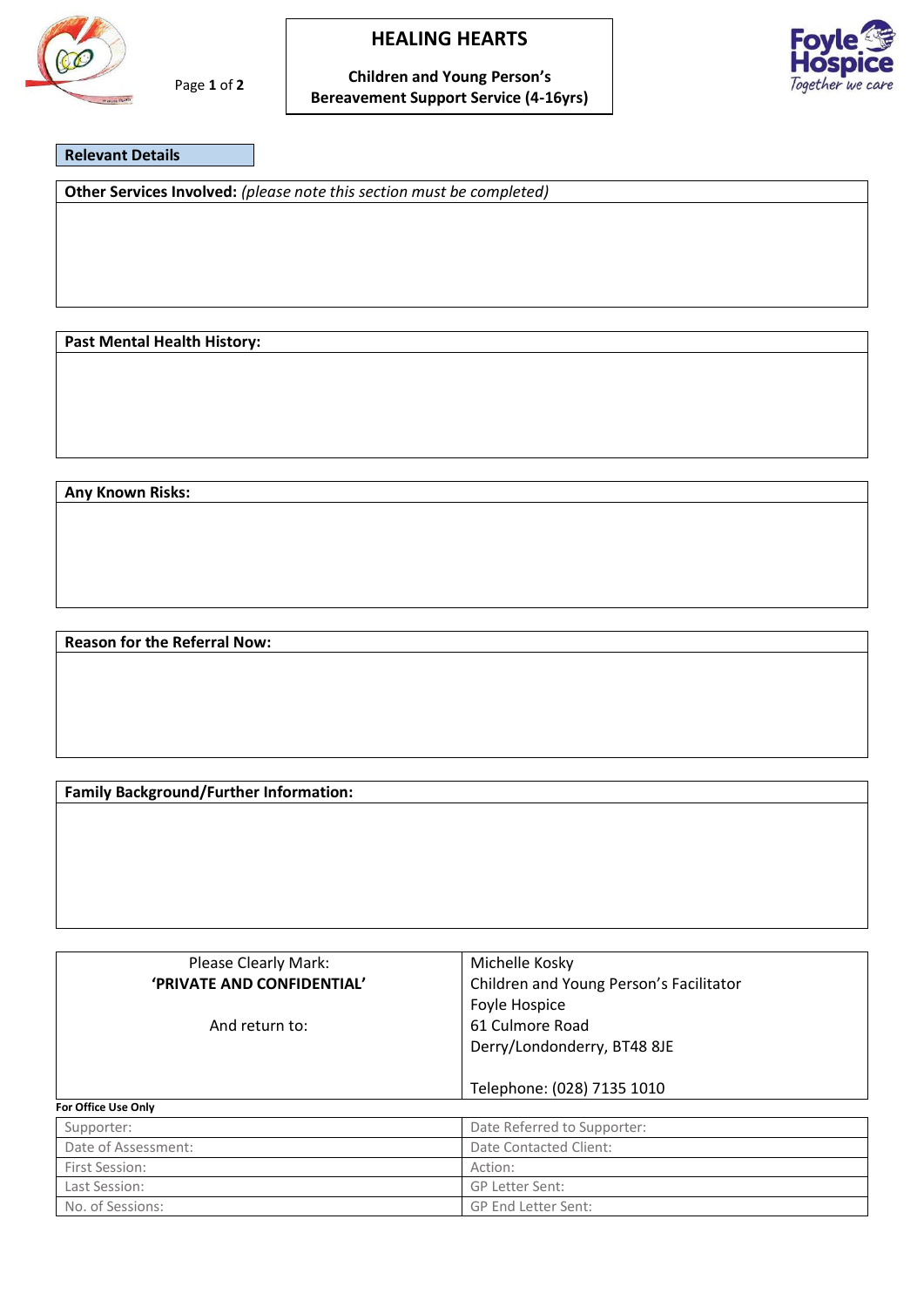# HEALING HEARTS

**Children and Young Person's Bereavement Support Service (4-16yrs)**

**Relevant Details**

**Other Services Involved:** *(please note this section must be completed)*

**Past Mental Health History:**

**Any Known Risks:**

**Reason for the Referral Now:**

**Family Background/Further Information:**

| | |
|---|---|
| Please Clearly Mark: **'PRIVATE AND CONFIDENTIAL'** And return to: | Michelle Kosky<br>Children and Young Person's Facilitator<br>Foyle Hospice<br>61 Culmore Road<br>Derry/Londonderry, BT48 8JE<br><br>Telephone: (028) 7135 1010 |

**For Office Use Only**

| | |
|---|---|
| Supporter: | Date Referred to Supporter: |
| Date of Assessment: | Date Contacted Client: |
| First Session: | Action: |
| Last Session: | GP Letter Sent: |
| No. of Sessions: | GP End Letter Sent: |